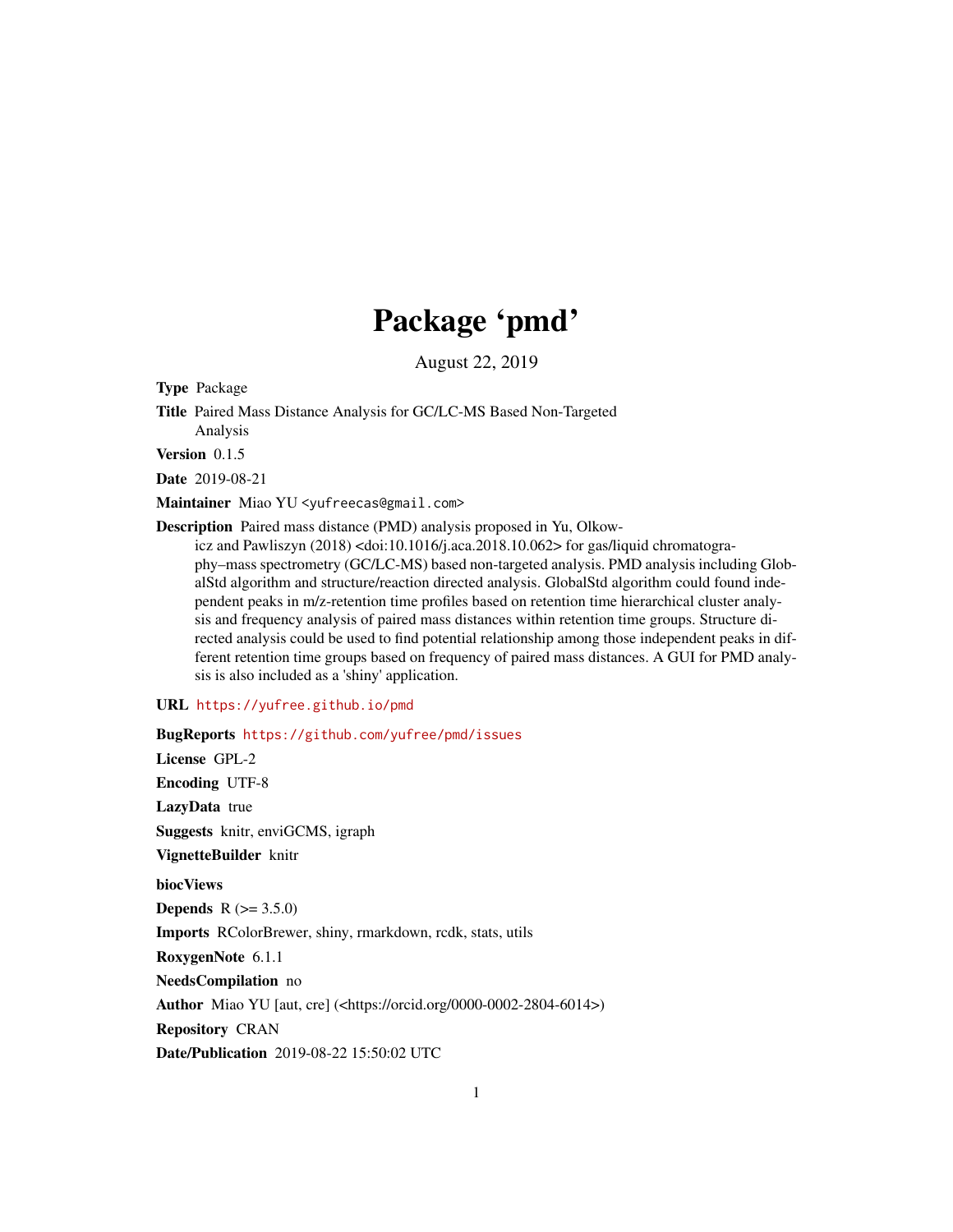# Package 'pmd'

August 22, 2019

**Type** Package

**Title** Paired Mass Distance Analysis for GC/LC-MS Based Non-Targeted Analysis

**Version** 0.1.5

**Date** 2019-08-21

**Maintainer** Miao YU <yufreecas@gmail.com>

**Description** Paired mass distance (PMD) analysis proposed in Yu, Olkowicz and Pawliszyn (2018) <doi:10.1016/j.aca.2018.10.062> for gas/liquid chromatography–mass spectrometry (GC/LC-MS) based non-targeted analysis. PMD analysis including GlobalStd algorithm and structure/reaction directed analysis. GlobalStd algorithm could found independent peaks in m/z-retention time profiles based on retention time hierarchical cluster analysis and frequency analysis of paired mass distances within retention time groups. Structure directed analysis could be used to find potential relationship among those independent peaks in different retention time groups based on frequency of paired mass distances. A GUI for PMD analysis is also included as a 'shiny' application.

**URL** https://yufree.github.io/pmd

**BugReports** https://github.com/yufree/pmd/issues

**License** GPL-2

**Encoding** UTF-8

**LazyData** true

**Suggests** knitr, enviGCMS, igraph

**VignetteBuilder** knitr

**biocViews**

**Depends** R (>= 3.5.0)

**Imports** RColorBrewer, shiny, rmarkdown, rcdk, stats, utils

**RoxygenNote** 6.1.1

**NeedsCompilation** no

**Author** Miao YU [aut, cre] (<https://orcid.org/0000-0002-2804-6014>)

**Repository** CRAN

**Date/Publication** 2019-08-22 15:50:02 UTC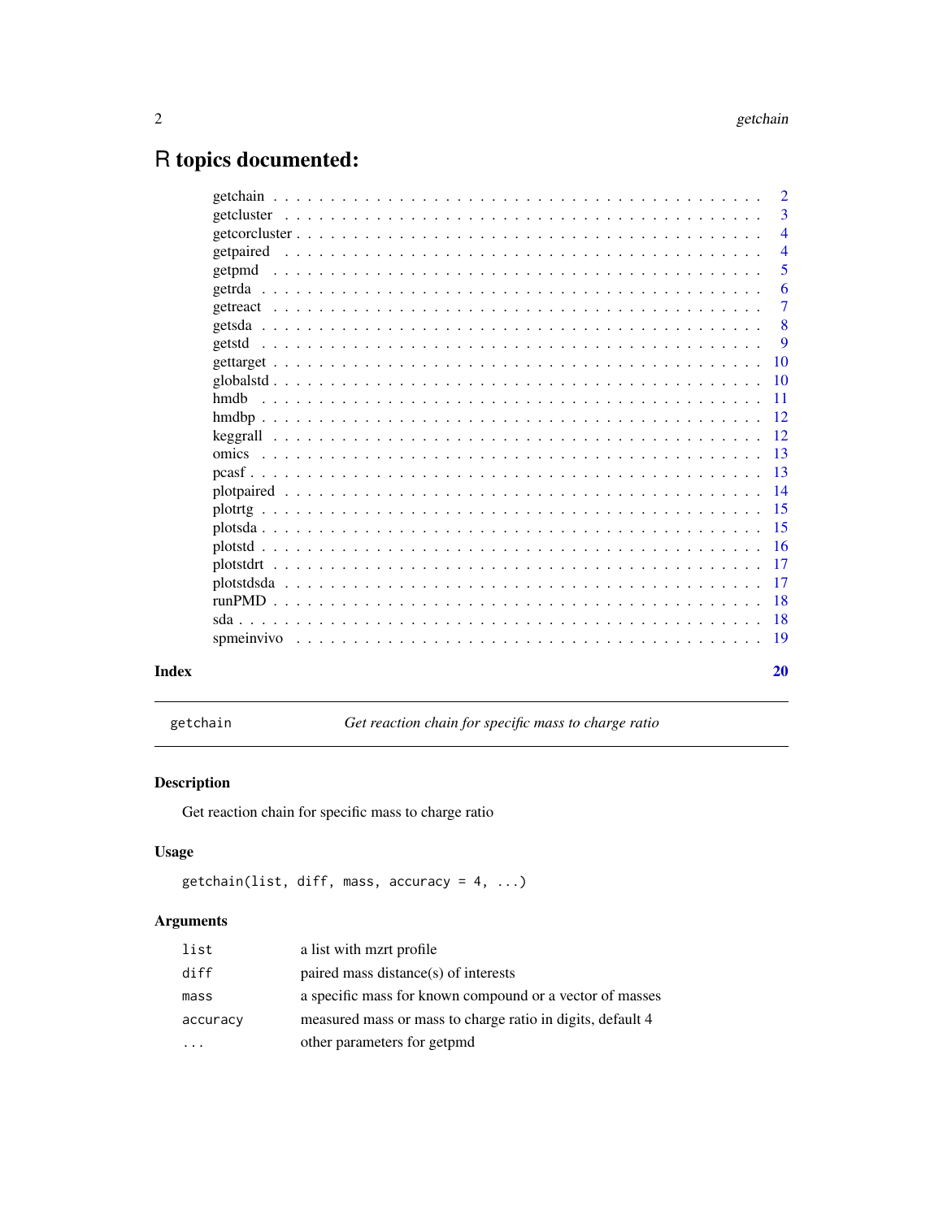# R topics documented:

| | |
|---|---|
| getchain | 2 |
| getcluster | 3 |
| getcorcluster | 4 |
| getpaired | 4 |
| getpmd | 5 |
| getrda | 6 |
| getreact | 7 |
| getsda | 8 |
| getstd | 9 |
| gettarget | 10 |
| globalstd | 10 |
| hmdb | 11 |
| hmdbp | 12 |
| keggrall | 12 |
| omics | 13 |
| pcasf | 13 |
| plotpaired | 14 |
| plotrtg | 15 |
| plotsda | 15 |
| plotstd | 16 |
| plotstdrt | 17 |
| plotstdsda | 17 |
| runPMD | 18 |
| sda | 18 |
| spmeinvivo | 19 |

**Index** 20

---

## getchain — *Get reaction chain for specific mass to charge ratio*

### Description

Get reaction chain for specific mass to charge ratio

### Usage

```
getchain(list, diff, mass, accuracy = 4, ...)
```

### Arguments

| | |
|---|---|
| `list` | a list with mzrt profile |
| `diff` | paired mass distance(s) of interests |
| `mass` | a specific mass for known compound or a vector of masses |
| `accuracy` | measured mass or mass to charge ratio in digits, default 4 |
| `...` | other parameters for getpmd |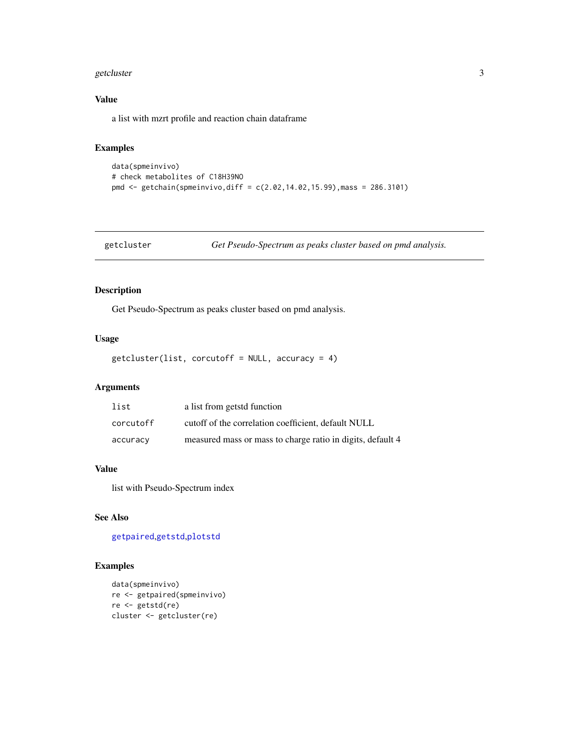### Value

a list with mzrt profile and reaction chain dataframe

### Examples

```
data(spmeinvivo)
# check metabolites of C18H39NO
pmd <- getchain(spmeinvivo,diff = c(2.02,14.02,15.99),mass = 286.3101)
```

---

## getcluster — *Get Pseudo-Spectrum as peaks cluster based on pmd analysis.*

---

### Description

Get Pseudo-Spectrum as peaks cluster based on pmd analysis.

### Usage

```
getcluster(list, corcutoff = NULL, accuracy = 4)
```

### Arguments

| | |
|---|---|
| `list` | a list from getstd function |
| `corcutoff` | cutoff of the correlation coefficient, default NULL |
| `accuracy` | measured mass or mass to charge ratio in digits, default 4 |

### Value

list with Pseudo-Spectrum index

### See Also

getpaired,getstd,plotstd

### Examples

```
data(spmeinvivo)
re <- getpaired(spmeinvivo)
re <- getstd(re)
cluster <- getcluster(re)
```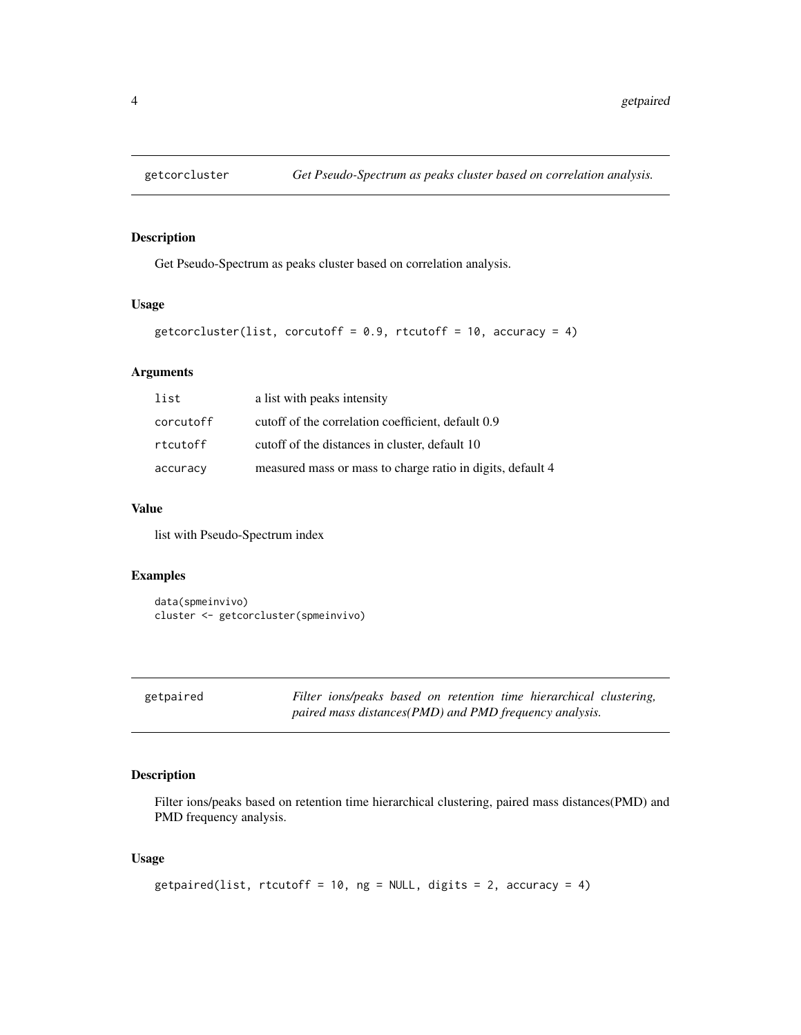## getcorcluster — *Get Pseudo-Spectrum as peaks cluster based on correlation analysis.*

### Description

Get Pseudo-Spectrum as peaks cluster based on correlation analysis.

### Usage

```
getcorcluster(list, corcutoff = 0.9, rtcutoff = 10, accuracy = 4)
```

### Arguments

| | |
|---|---|
| `list` | a list with peaks intensity |
| `corcutoff` | cutoff of the correlation coefficient, default 0.9 |
| `rtcutoff` | cutoff of the distances in cluster, default 10 |
| `accuracy` | measured mass or mass to charge ratio in digits, default 4 |

### Value

list with Pseudo-Spectrum index

### Examples

```
data(spmeinvivo)
cluster <- getcorcluster(spmeinvivo)
```

## getpaired — *Filter ions/peaks based on retention time hierarchical clustering, paired mass distances(PMD) and PMD frequency analysis.*

### Description

Filter ions/peaks based on retention time hierarchical clustering, paired mass distances(PMD) and PMD frequency analysis.

### Usage

```
getpaired(list, rtcutoff = 10, ng = NULL, digits = 2, accuracy = 4)
```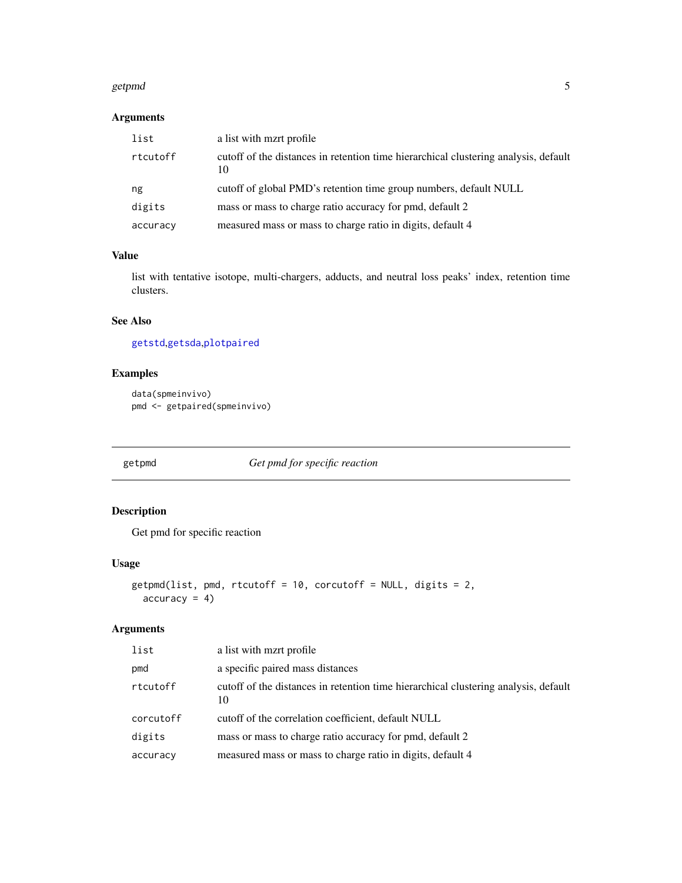### Arguments

| | |
|---|---|
| list | a list with mzrt profile |
| rtcutoff | cutoff of the distances in retention time hierarchical clustering analysis, default 10 |
| ng | cutoff of global PMD's retention time group numbers, default NULL |
| digits | mass or mass to charge ratio accuracy for pmd, default 2 |
| accuracy | measured mass or mass to charge ratio in digits, default 4 |

### Value

list with tentative isotope, multi-chargers, adducts, and neutral loss peaks' index, retention time clusters.

### See Also

getstd,getsda,plotpaired

### Examples

```
data(spmeinvivo)
pmd <- getpaired(spmeinvivo)
```

---

## getpmd *Get pmd for specific reaction*

---

### Description

Get pmd for specific reaction

### Usage

```
getpmd(list, pmd, rtcutoff = 10, corcutoff = NULL, digits = 2,
  accuracy = 4)
```

### Arguments

| | |
|---|---|
| list | a list with mzrt profile |
| pmd | a specific paired mass distances |
| rtcutoff | cutoff of the distances in retention time hierarchical clustering analysis, default 10 |
| corcutoff | cutoff of the correlation coefficient, default NULL |
| digits | mass or mass to charge ratio accuracy for pmd, default 2 |
| accuracy | measured mass or mass to charge ratio in digits, default 4 |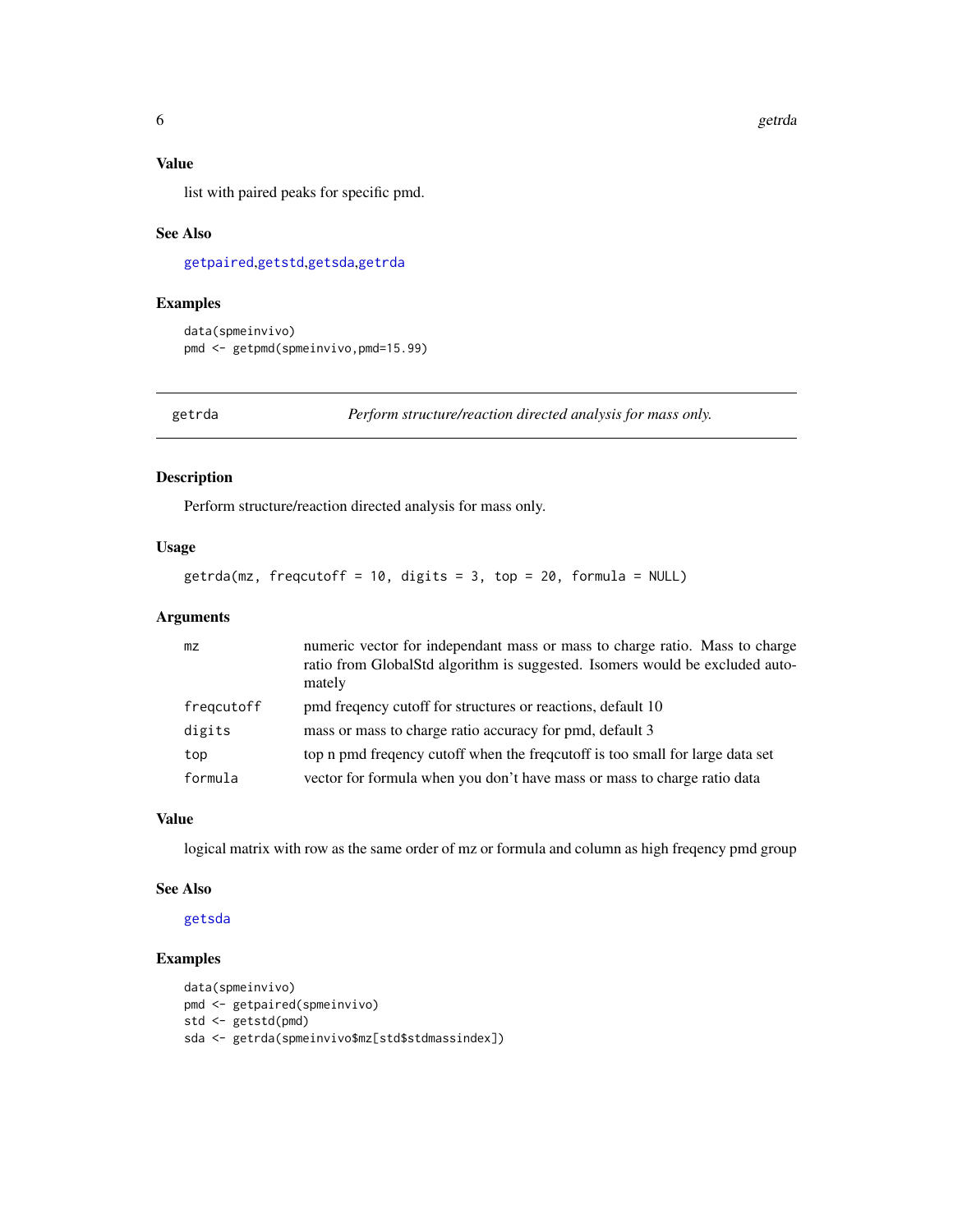### Value

list with paired peaks for specific pmd.

### See Also

getpaired,getstd,getsda,getrda

### Examples

```
data(spmeinvivo)
pmd <- getpmd(spmeinvivo,pmd=15.99)
```

## getrda — *Perform structure/reaction directed analysis for mass only.*

### Description

Perform structure/reaction directed analysis for mass only.

### Usage

```
getrda(mz, freqcutoff = 10, digits = 3, top = 20, formula = NULL)
```

### Arguments

| | |
|---|---|
| mz | numeric vector for independant mass or mass to charge ratio. Mass to charge ratio from GlobalStd algorithm is suggested. Isomers would be excluded automately |
| freqcutoff | pmd freqency cutoff for structures or reactions, default 10 |
| digits | mass or mass to charge ratio accuracy for pmd, default 3 |
| top | top n pmd freqency cutoff when the freqcutoff is too small for large data set |
| formula | vector for formula when you don't have mass or mass to charge ratio data |

### Value

logical matrix with row as the same order of mz or formula and column as high freqency pmd group

### See Also

getsda

### Examples

```
data(spmeinvivo)
pmd <- getpaired(spmeinvivo)
std <- getstd(pmd)
sda <- getrda(spmeinvivo$mz[std$stdmassindex])
```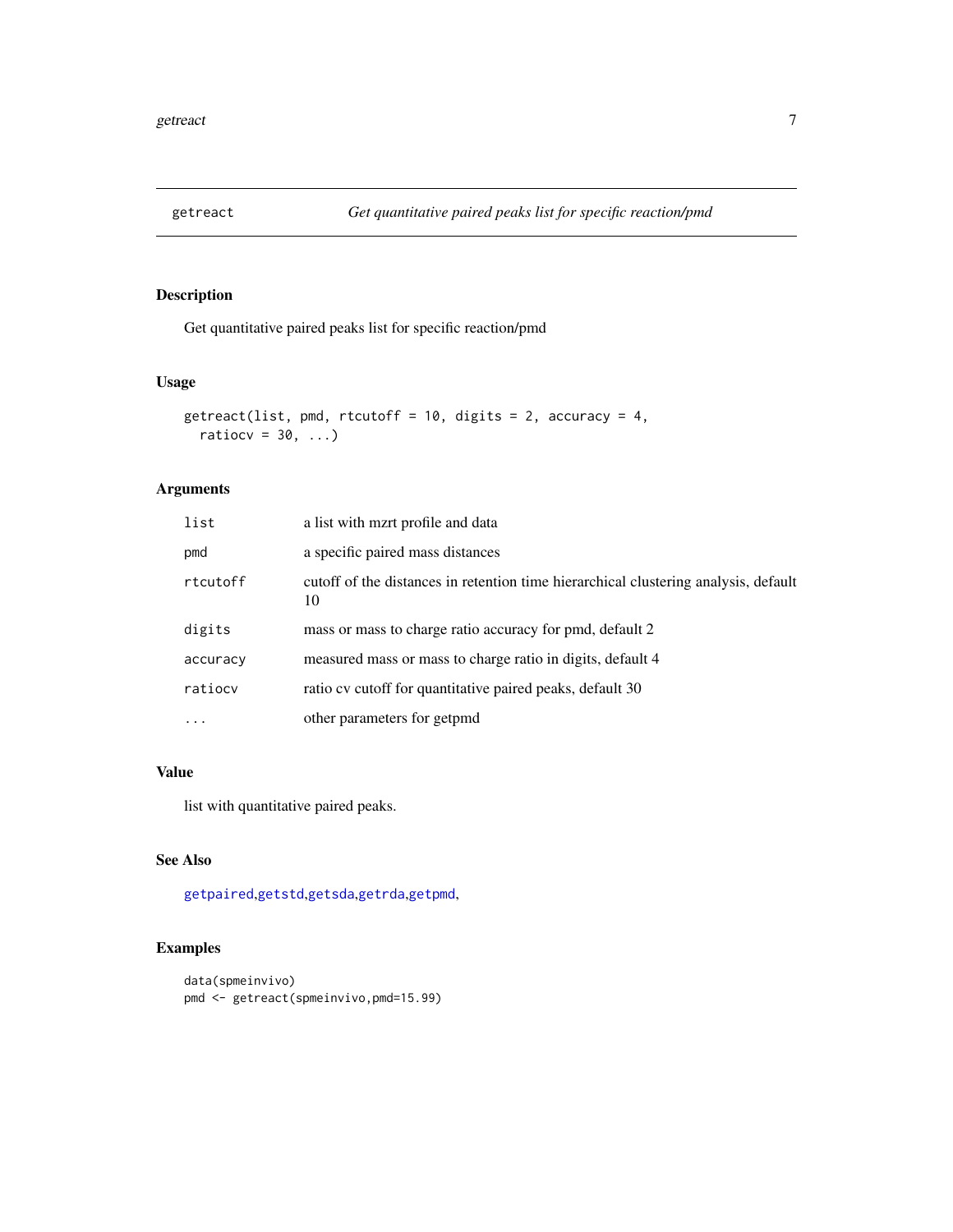## getreact — *Get quantitative paired peaks list for specific reaction/pmd*

### Description

Get quantitative paired peaks list for specific reaction/pmd

### Usage

```
getreact(list, pmd, rtcutoff = 10, digits = 2, accuracy = 4,
  ratiocv = 30, ...)
```

### Arguments

| | |
|---|---|
| `list` | a list with mzrt profile and data |
| `pmd` | a specific paired mass distances |
| `rtcutoff` | cutoff of the distances in retention time hierarchical clustering analysis, default 10 |
| `digits` | mass or mass to charge ratio accuracy for pmd, default 2 |
| `accuracy` | measured mass or mass to charge ratio in digits, default 4 |
| `ratiocv` | ratio cv cutoff for quantitative paired peaks, default 30 |
| `...` | other parameters for getpmd |

### Value

list with quantitative paired peaks.

### See Also

getpaired,getstd,getsda,getrda,getpmd,

### Examples

```
data(spmeinvivo)
pmd <- getreact(spmeinvivo,pmd=15.99)
```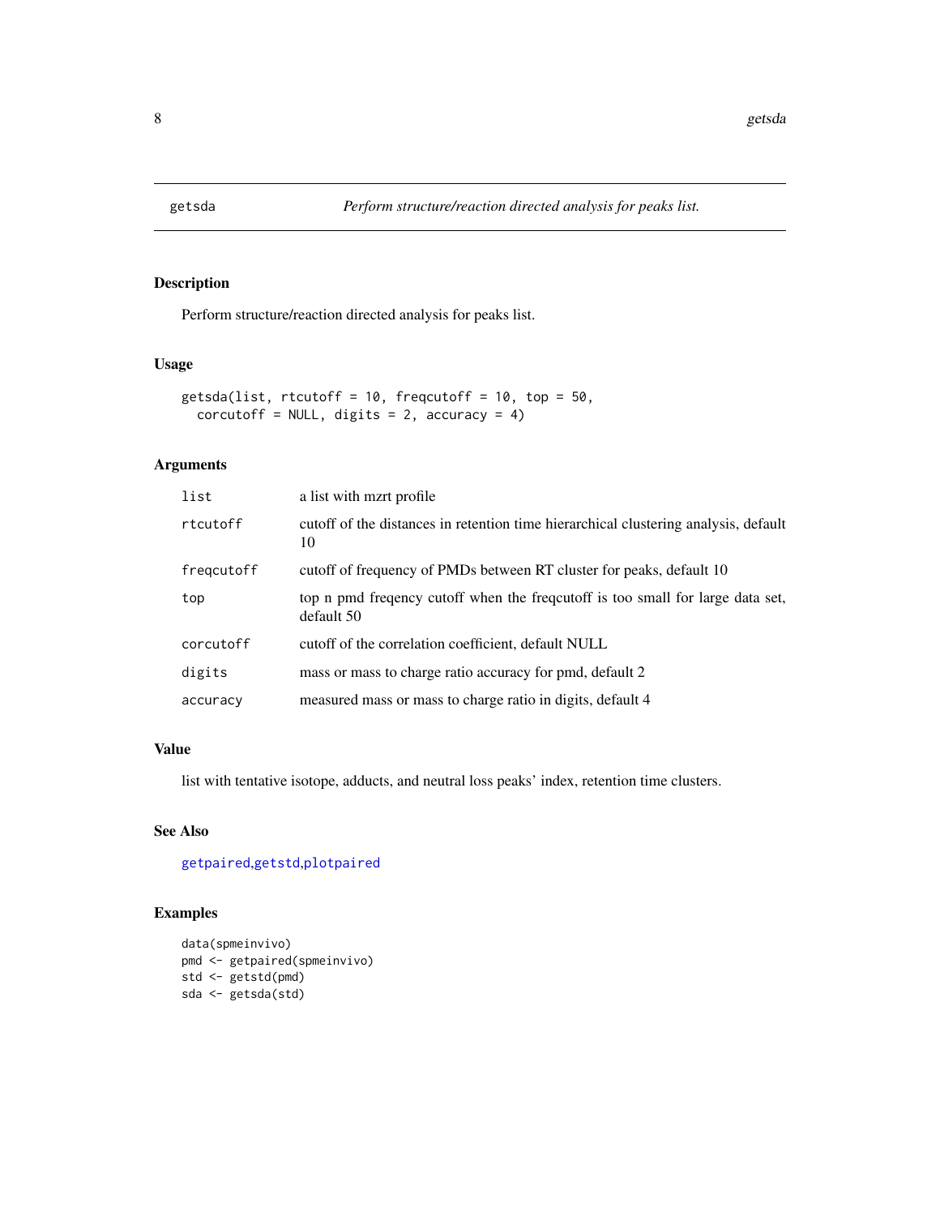# getsda *Perform structure/reaction directed analysis for peaks list.*

## Description

Perform structure/reaction directed analysis for peaks list.

## Usage

```
getsda(list, rtcutoff = 10, freqcutoff = 10, top = 50,
  corcutoff = NULL, digits = 2, accuracy = 4)
```

## Arguments

| | |
|---|---|
| `list` | a list with mzrt profile |
| `rtcutoff` | cutoff of the distances in retention time hierarchical clustering analysis, default 10 |
| `freqcutoff` | cutoff of frequency of PMDs between RT cluster for peaks, default 10 |
| `top` | top n pmd freqency cutoff when the freqcutoff is too small for large data set, default 50 |
| `corcutoff` | cutoff of the correlation coefficient, default NULL |
| `digits` | mass or mass to charge ratio accuracy for pmd, default 2 |
| `accuracy` | measured mass or mass to charge ratio in digits, default 4 |

## Value

list with tentative isotope, adducts, and neutral loss peaks' index, retention time clusters.

## See Also

getpaired,getstd,plotpaired

## Examples

```
data(spmeinvivo)
pmd <- getpaired(spmeinvivo)
std <- getstd(pmd)
sda <- getsda(std)
```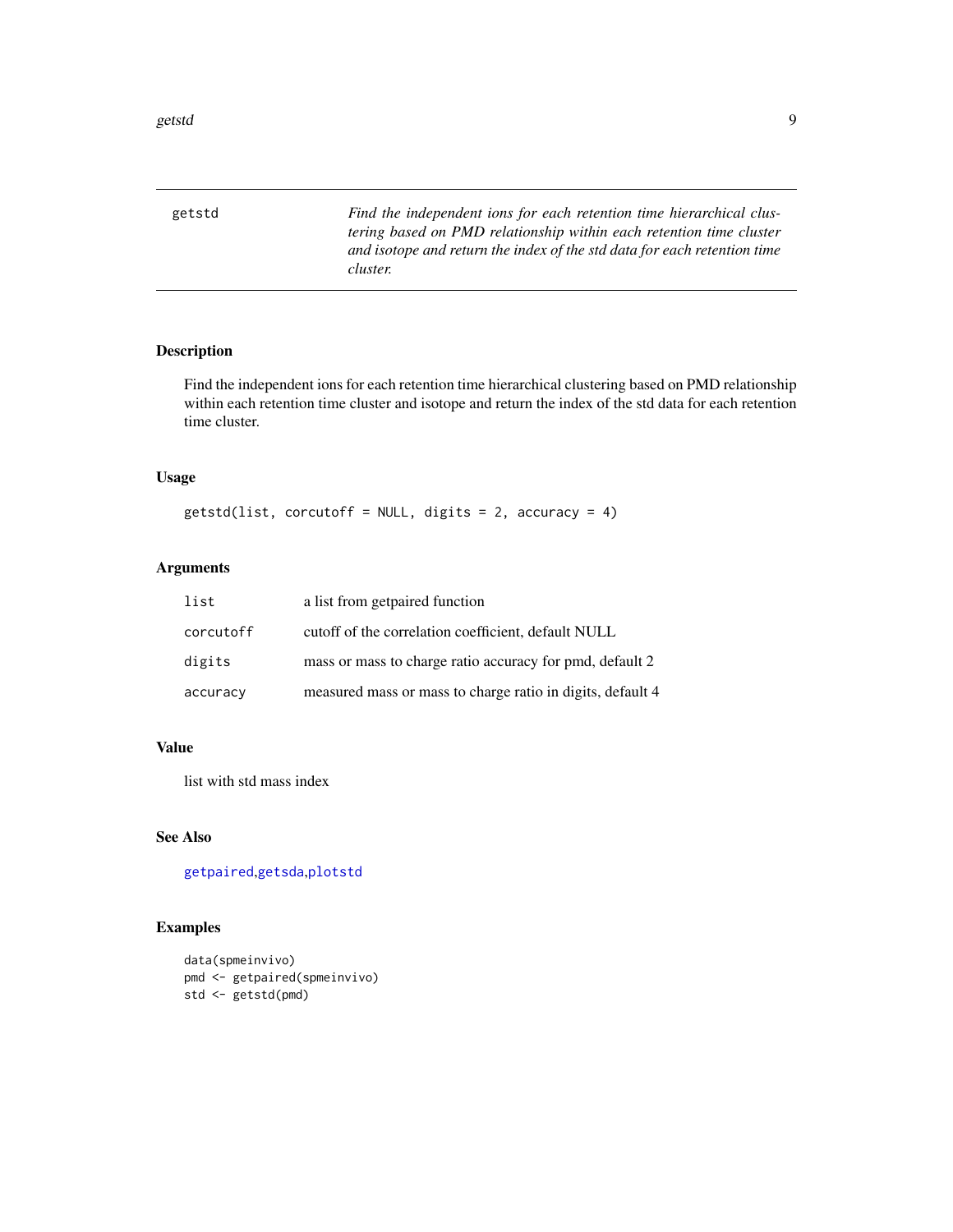getstd *Find the independent ions for each retention time hierarchical clustering based on PMD relationship within each retention time cluster and isotope and return the index of the std data for each retention time cluster.*

## Description

Find the independent ions for each retention time hierarchical clustering based on PMD relationship within each retention time cluster and isotope and return the index of the std data for each retention time cluster.

## Usage

```
getstd(list, corcutoff = NULL, digits = 2, accuracy = 4)
```

## Arguments

| | |
|---|---|
| list | a list from getpaired function |
| corcutoff | cutoff of the correlation coefficient, default NULL |
| digits | mass or mass to charge ratio accuracy for pmd, default 2 |
| accuracy | measured mass or mass to charge ratio in digits, default 4 |

## Value

list with std mass index

## See Also

getpaired,getsda,plotstd

## Examples

```
data(spmeinvivo)
pmd <- getpaired(spmeinvivo)
std <- getstd(pmd)
```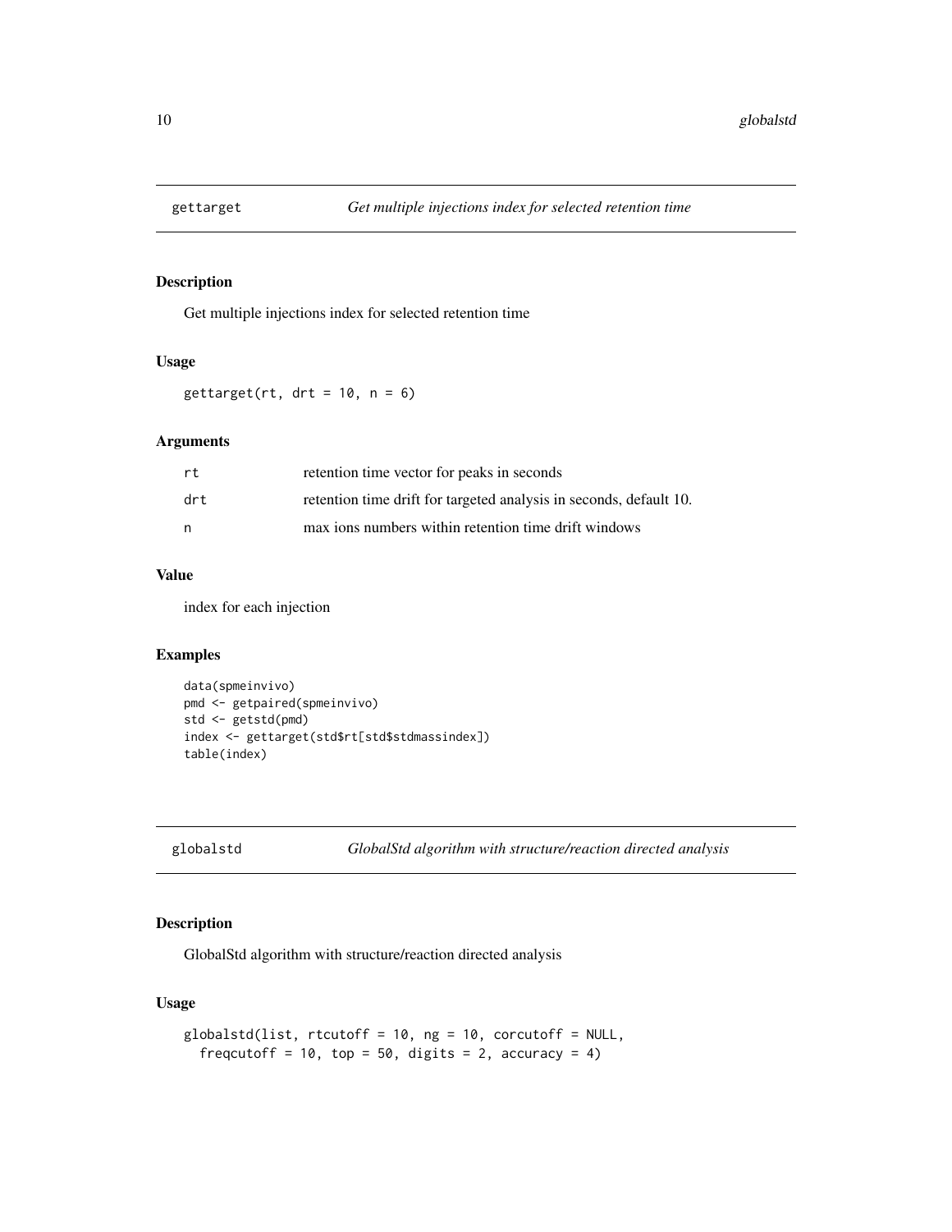## gettarget — *Get multiple injections index for selected retention time*

### Description

Get multiple injections index for selected retention time

### Usage

```
gettarget(rt, drt = 10, n = 6)
```

### Arguments

| | |
|---|---|
| rt | retention time vector for peaks in seconds |
| drt | retention time drift for targeted analysis in seconds, default 10. |
| n | max ions numbers within retention time drift windows |

### Value

index for each injection

### Examples

```
data(spmeinvivo)
pmd <- getpaired(spmeinvivo)
std <- getstd(pmd)
index <- gettarget(std$rt[std$stdmassindex])
table(index)
```

## globalstd — *GlobalStd algorithm with structure/reaction directed analysis*

### Description

GlobalStd algorithm with structure/reaction directed analysis

### Usage

```
globalstd(list, rtcutoff = 10, ng = 10, corcutoff = NULL,
  freqcutoff = 10, top = 50, digits = 2, accuracy = 4)
```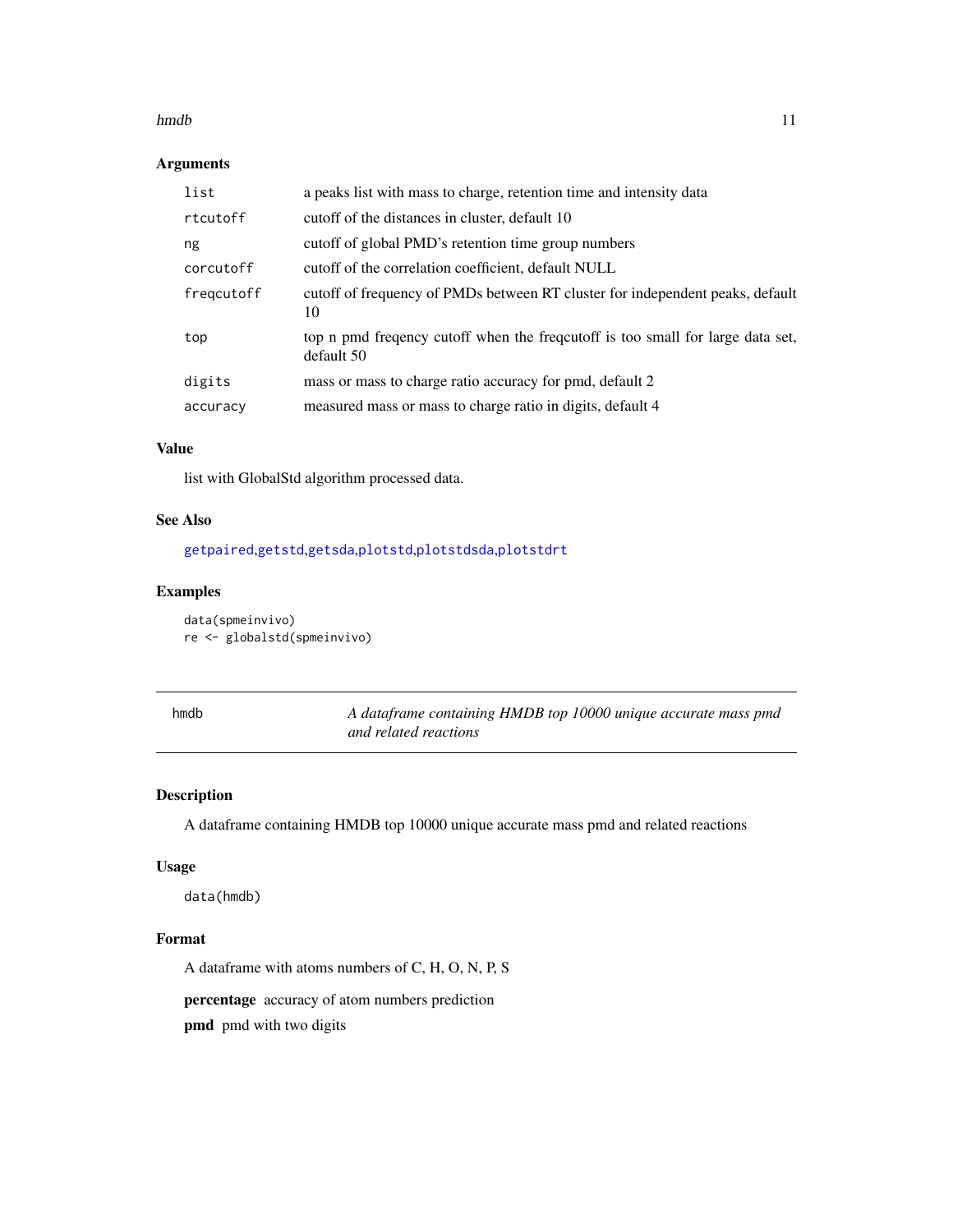### Arguments

| | |
|---|---|
| list | a peaks list with mass to charge, retention time and intensity data |
| rtcutoff | cutoff of the distances in cluster, default 10 |
| ng | cutoff of global PMD's retention time group numbers |
| corcutoff | cutoff of the correlation coefficient, default NULL |
| freqcutoff | cutoff of frequency of PMDs between RT cluster for independent peaks, default 10 |
| top | top n pmd freqency cutoff when the freqcutoff is too small for large data set, default 50 |
| digits | mass or mass to charge ratio accuracy for pmd, default 2 |
| accuracy | measured mass or mass to charge ratio in digits, default 4 |

### Value

list with GlobalStd algorithm processed data.

### See Also

getpaired,getstd,getsda,plotstd,plotstdsda,plotstdrt

### Examples

```
data(spmeinvivo)
re <- globalstd(spmeinvivo)
```

## hmdb — *A dataframe containing HMDB top 10000 unique accurate mass pmd and related reactions*

### Description

A dataframe containing HMDB top 10000 unique accurate mass pmd and related reactions

### Usage

```
data(hmdb)
```

### Format

A dataframe with atoms numbers of C, H, O, N, P, S

**percentage** accuracy of atom numbers prediction

**pmd** pmd with two digits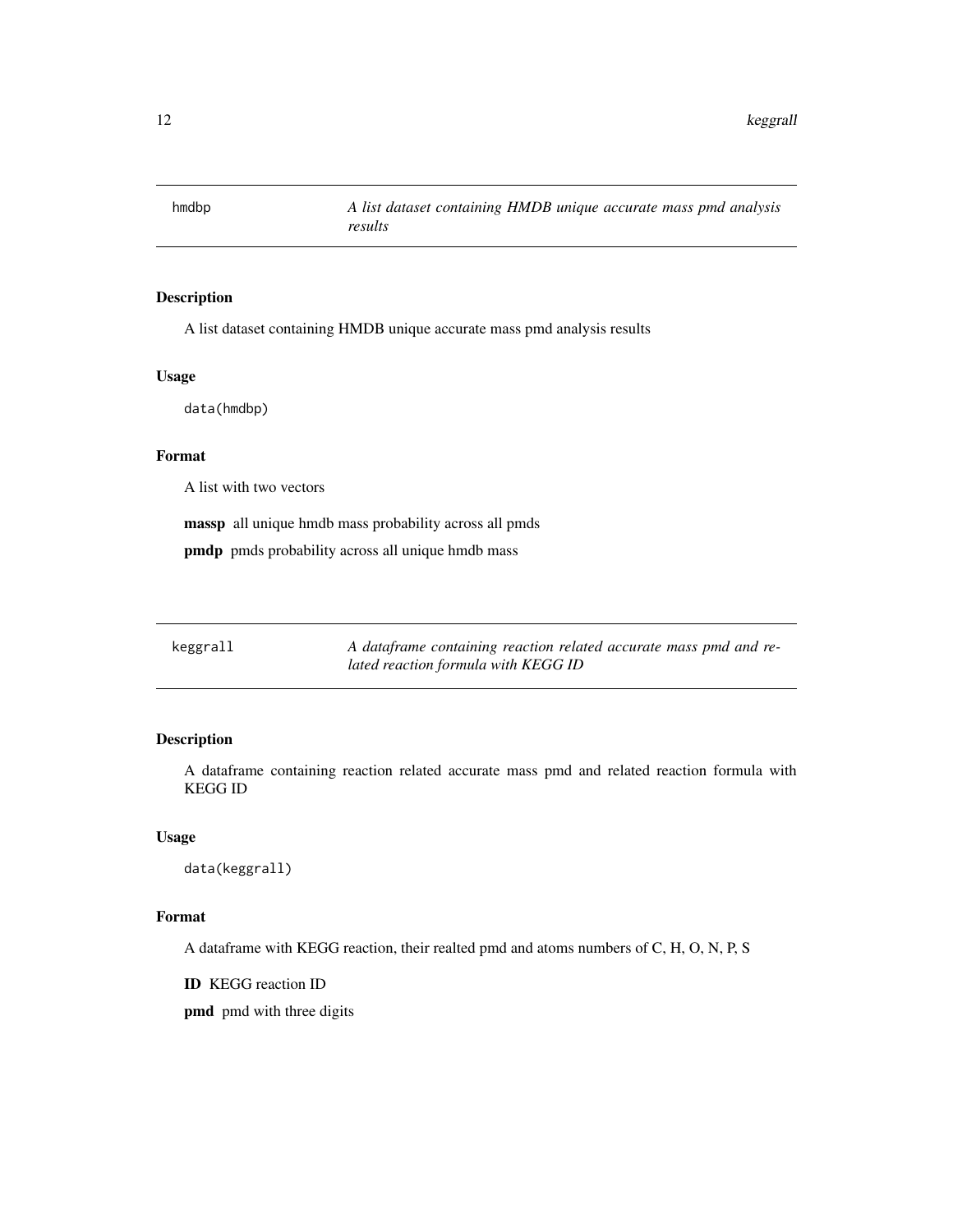## hmdbp — *A list dataset containing HMDB unique accurate mass pmd analysis results*

### Description

A list dataset containing HMDB unique accurate mass pmd analysis results

### Usage

```
data(hmdbp)
```

### Format

A list with two vectors

**massp** all unique hmdb mass probability across all pmds

**pmdp** pmds probability across all unique hmdb mass

## keggrall — *A dataframe containing reaction related accurate mass pmd and related reaction formula with KEGG ID*

### Description

A dataframe containing reaction related accurate mass pmd and related reaction formula with KEGG ID

### Usage

```
data(keggrall)
```

### Format

A dataframe with KEGG reaction, their realted pmd and atoms numbers of C, H, O, N, P, S

**ID** KEGG reaction ID

**pmd** pmd with three digits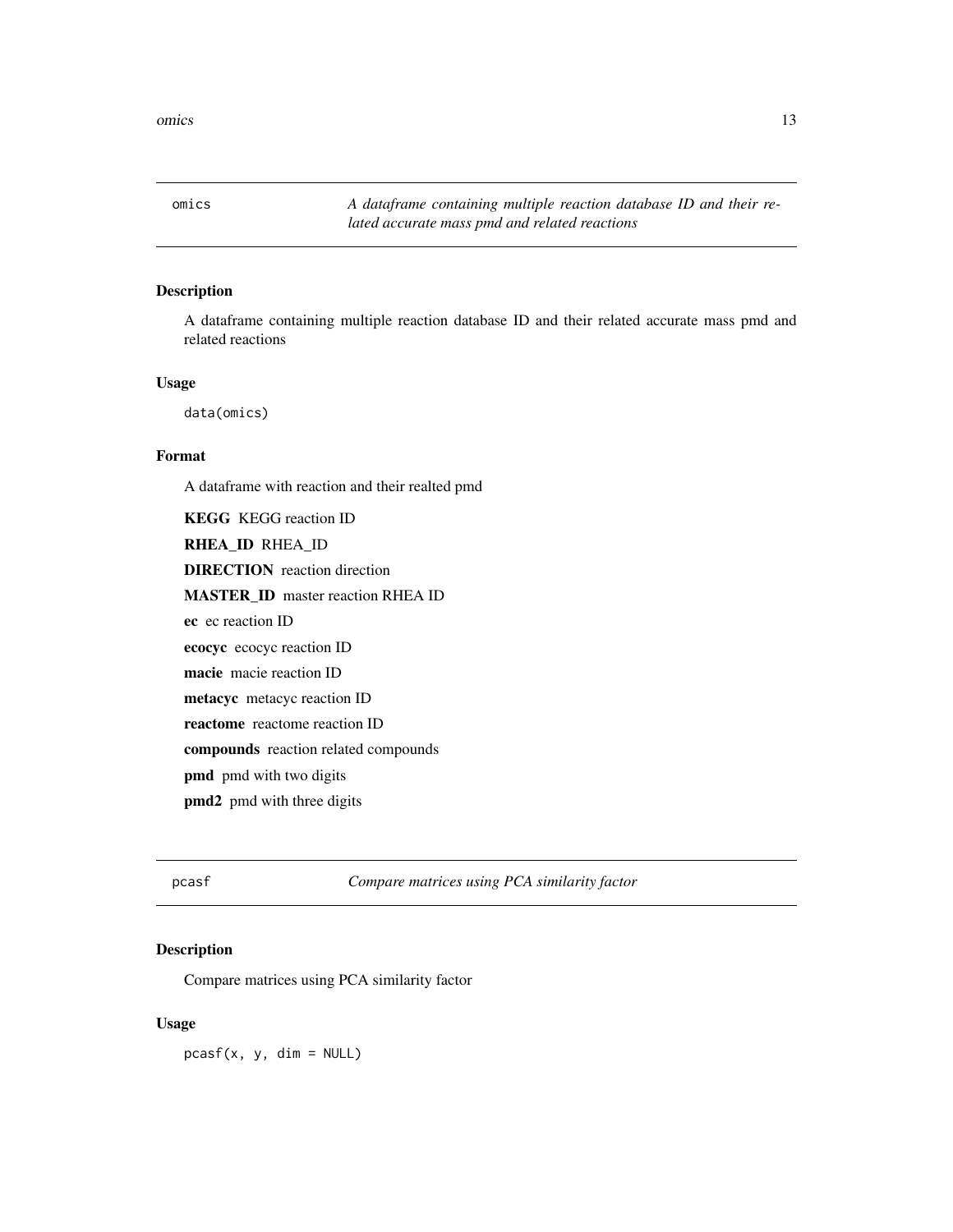## omics — *A dataframe containing multiple reaction database ID and their related accurate mass pmd and related reactions*

### Description

A dataframe containing multiple reaction database ID and their related accurate mass pmd and related reactions

### Usage

```
data(omics)
```

### Format

A dataframe with reaction and their realted pmd

**KEGG** KEGG reaction ID

**RHEA_ID** RHEA_ID

**DIRECTION** reaction direction

**MASTER_ID** master reaction RHEA ID

**ec** ec reaction ID

**ecocyc** ecocyc reaction ID

**macie** macie reaction ID

**metacyc** metacyc reaction ID

**reactome** reactome reaction ID

**compounds** reaction related compounds

**pmd** pmd with two digits

**pmd2** pmd with three digits

## pcasf — *Compare matrices using PCA similarity factor*

### Description

Compare matrices using PCA similarity factor

### Usage

```
pcasf(x, y, dim = NULL)
```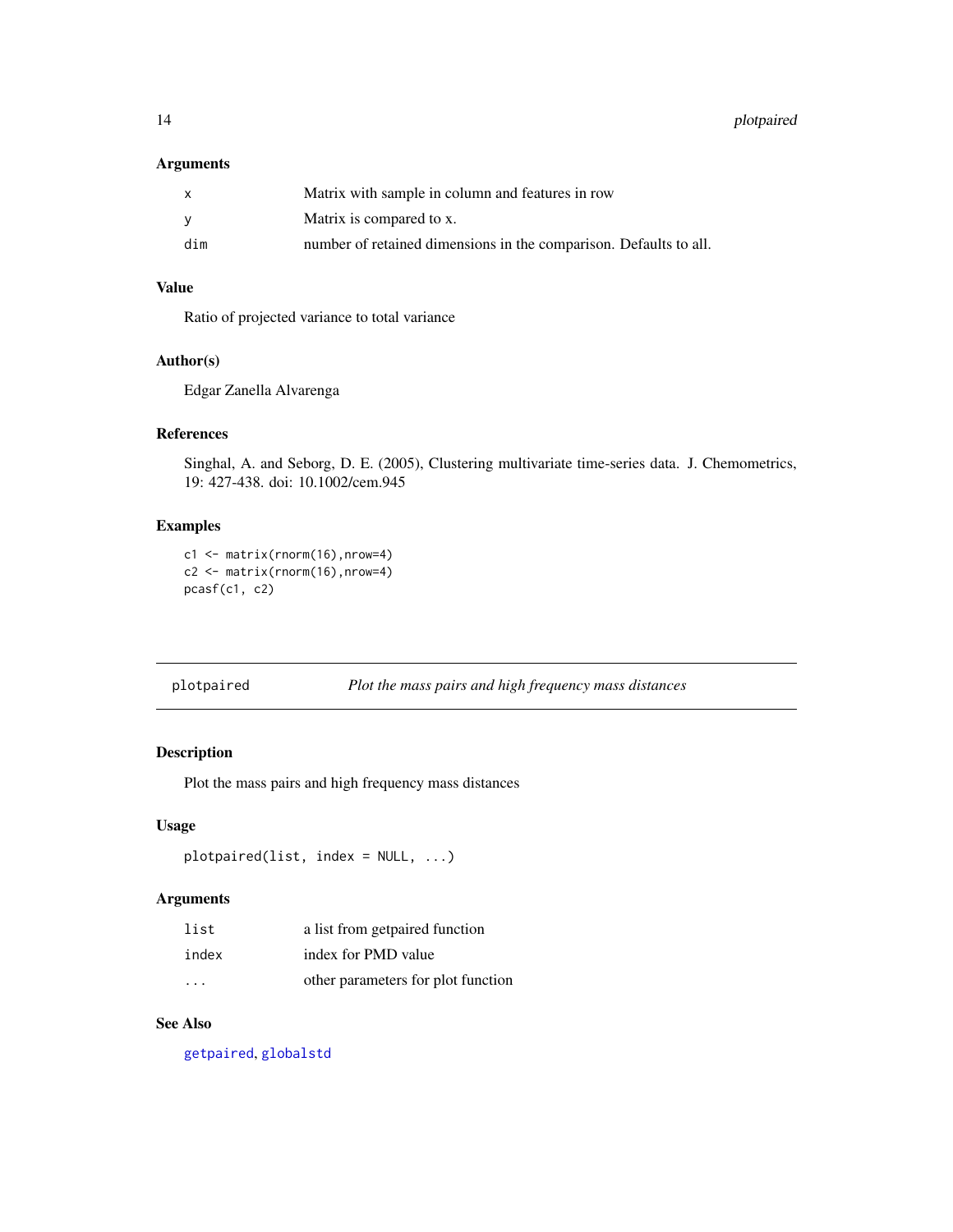### Arguments

| | |
|---|---|
| x | Matrix with sample in column and features in row |
| y | Matrix is compared to x. |
| dim | number of retained dimensions in the comparison. Defaults to all. |

### Value

Ratio of projected variance to total variance

### Author(s)

Edgar Zanella Alvarenga

### References

Singhal, A. and Seborg, D. E. (2005), Clustering multivariate time-series data. J. Chemometrics, 19: 427-438. doi: 10.1002/cem.945

### Examples

```
c1 <- matrix(rnorm(16),nrow=4)
c2 <- matrix(rnorm(16),nrow=4)
pcasf(c1, c2)
```

---

## plotpaired — *Plot the mass pairs and high frequency mass distances*

### Description

Plot the mass pairs and high frequency mass distances

### Usage

```
plotpaired(list, index = NULL, ...)
```

### Arguments

| | |
|---|---|
| list | a list from getpaired function |
| index | index for PMD value |
| ... | other parameters for plot function |

### See Also

getpaired, globalstd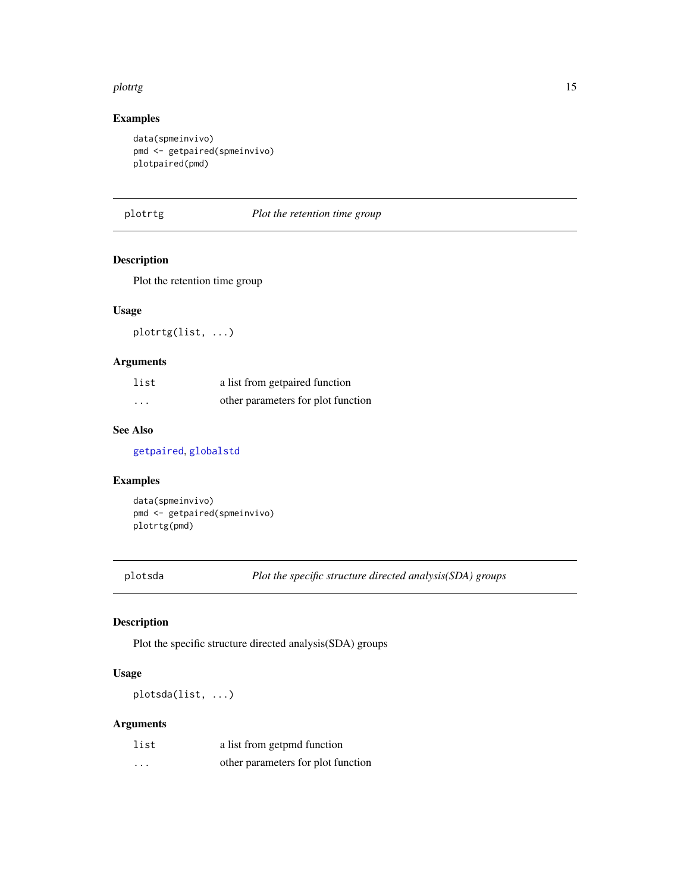## Examples

```
data(spmeinvivo)
pmd <- getpaired(spmeinvivo)
plotpaired(pmd)
```

---

## plotrtg — *Plot the retention time group*

### Description

Plot the retention time group

### Usage

```
plotrtg(list, ...)
```

### Arguments

| | |
|---|---|
| list | a list from getpaired function |
| ... | other parameters for plot function |

### See Also

getpaired, globalstd

### Examples

```
data(spmeinvivo)
pmd <- getpaired(spmeinvivo)
plotrtg(pmd)
```

---

## plotsda — *Plot the specific structure directed analysis(SDA) groups*

### Description

Plot the specific structure directed analysis(SDA) groups

### Usage

```
plotsda(list, ...)
```

### Arguments

| | |
|---|---|
| list | a list from getpmd function |
| ... | other parameters for plot function |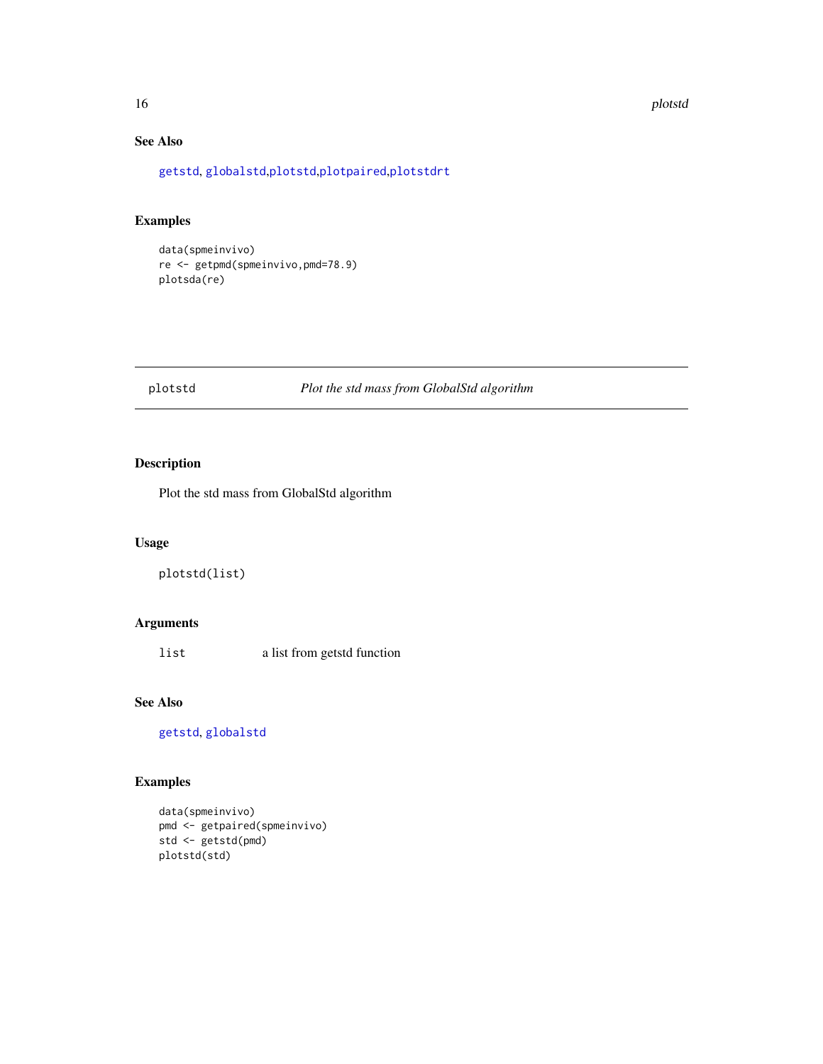### See Also

getstd, globalstd,plotstd,plotpaired,plotstdrt

### Examples

```
data(spmeinvivo)
re <- getpmd(spmeinvivo,pmd=78.9)
plotsda(re)
```

---

## plotstd — *Plot the std mass from GlobalStd algorithm*

---

### Description

Plot the std mass from GlobalStd algorithm

### Usage

```
plotstd(list)
```

### Arguments

| | |
|---|---|
| list | a list from getstd function |

### See Also

getstd, globalstd

### Examples

```
data(spmeinvivo)
pmd <- getpaired(spmeinvivo)
std <- getstd(pmd)
plotstd(std)
```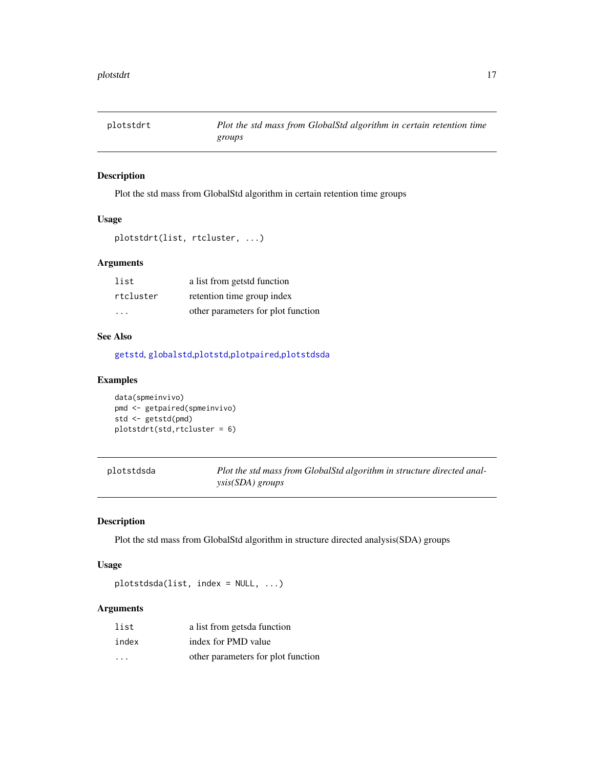## plotstdrt — *Plot the std mass from GlobalStd algorithm in certain retention time groups*

### Description

Plot the std mass from GlobalStd algorithm in certain retention time groups

### Usage

```
plotstdrt(list, rtcluster, ...)
```

### Arguments

| | |
|---|---|
| `list` | a list from getstd function |
| `rtcluster` | retention time group index |
| `...` | other parameters for plot function |

### See Also

getstd, globalstd,plotstd,plotpaired,plotstdsda

### Examples

```
data(spmeinvivo)
pmd <- getpaired(spmeinvivo)
std <- getstd(pmd)
plotstdrt(std,rtcluster = 6)
```

## plotstdsda — *Plot the std mass from GlobalStd algorithm in structure directed analysis(SDA) groups*

### Description

Plot the std mass from GlobalStd algorithm in structure directed analysis(SDA) groups

### Usage

```
plotstdsda(list, index = NULL, ...)
```

### Arguments

| | |
|---|---|
| `list` | a list from getsda function |
| `index` | index for PMD value |
| `...` | other parameters for plot function |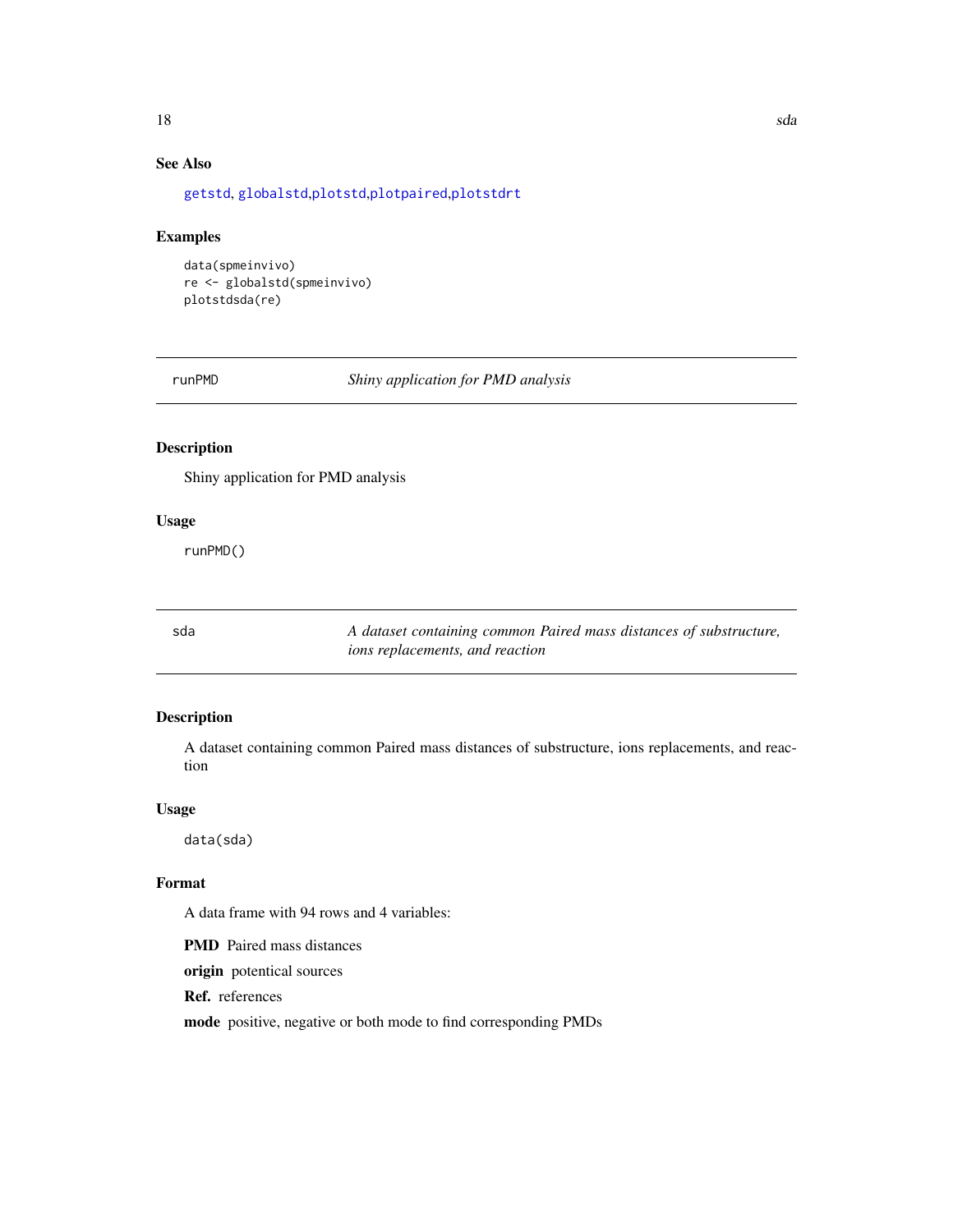### See Also

getstd, globalstd,plotstd,plotpaired,plotstdrt

### Examples

```
data(spmeinvivo)
re <- globalstd(spmeinvivo)
plotstdsda(re)
```

---

## runPMD — *Shiny application for PMD analysis*

### Description

Shiny application for PMD analysis

### Usage

```
runPMD()
```

---

## sda — *A dataset containing common Paired mass distances of substructure, ions replacements, and reaction*

### Description

A dataset containing common Paired mass distances of substructure, ions replacements, and reaction

### Usage

```
data(sda)
```

### Format

A data frame with 94 rows and 4 variables:

**PMD** Paired mass distances

**origin** potential sources

**Ref.** references

**mode** positive, negative or both mode to find corresponding PMDs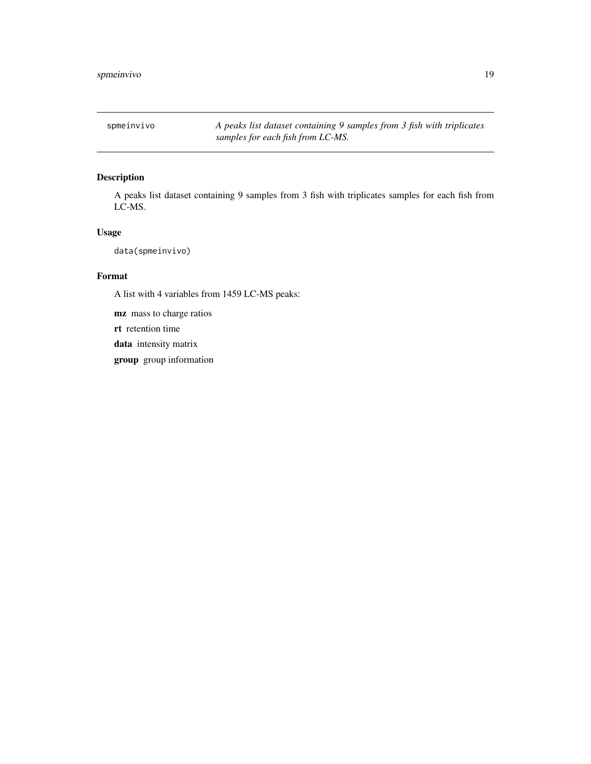`spmeinvivo` *A peaks list dataset containing 9 samples from 3 fish with triplicates samples for each fish from LC-MS.*

## Description

A peaks list dataset containing 9 samples from 3 fish with triplicates samples for each fish from LC-MS.

## Usage

```
data(spmeinvivo)
```

## Format

A list with 4 variables from 1459 LC-MS peaks:

**mz** mass to charge ratios

**rt** retention time

**data** intensity matrix

**group** group information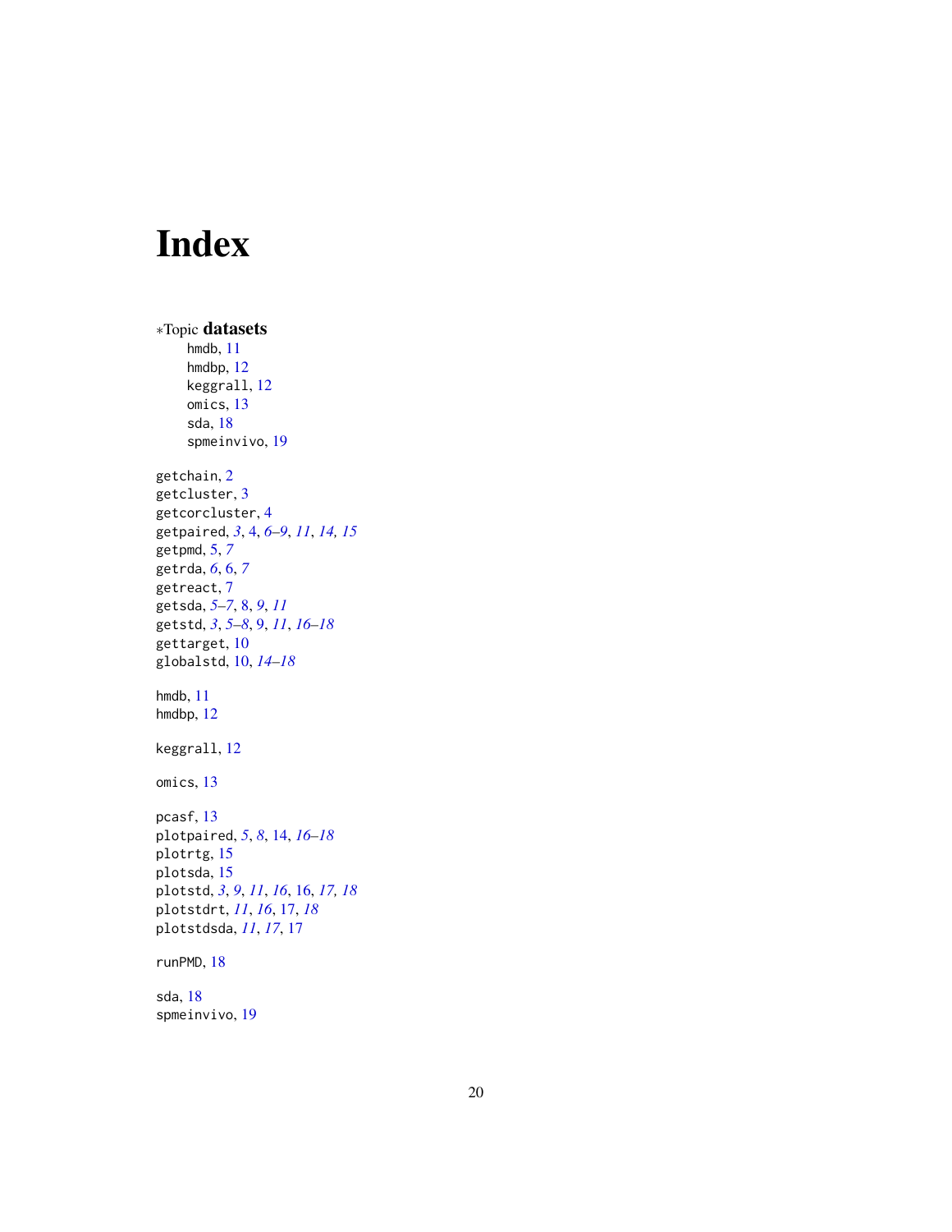# Index

∗Topic **datasets**

- hmdb, 11
- hmdbp, 12
- keggrall, 12
- omics, 13
- sda, 18
- spmeinvivo, 19

getchain, 2
getcluster, 3
getcorcluster, 4
getpaired, *3*, 4, *6–9*, *11*, *14, 15*
getpmd, 5, *7*
getrda, *6*, 6, *7*
getreact, 7
getsda, *5–7*, 8, *9*, *11*
getstd, *3*, *5–8*, 9, *11*, *16–18*
gettarget, 10
globalstd, 10, *14–18*

hmdb, 11
hmdbp, 12

keggrall, 12

omics, 13

pcasf, 13
plotpaired, *5*, *8*, 14, *16–18*
plotrtg, 15
plotsda, 15
plotstd, *3*, *9*, *11*, *16*, 16, *17, 18*
plotstdrt, *11*, *16*, 17, *18*
plotstdsda, *11*, *17*, 17

runPMD, 18

sda, 18
spmeinvivo, 19